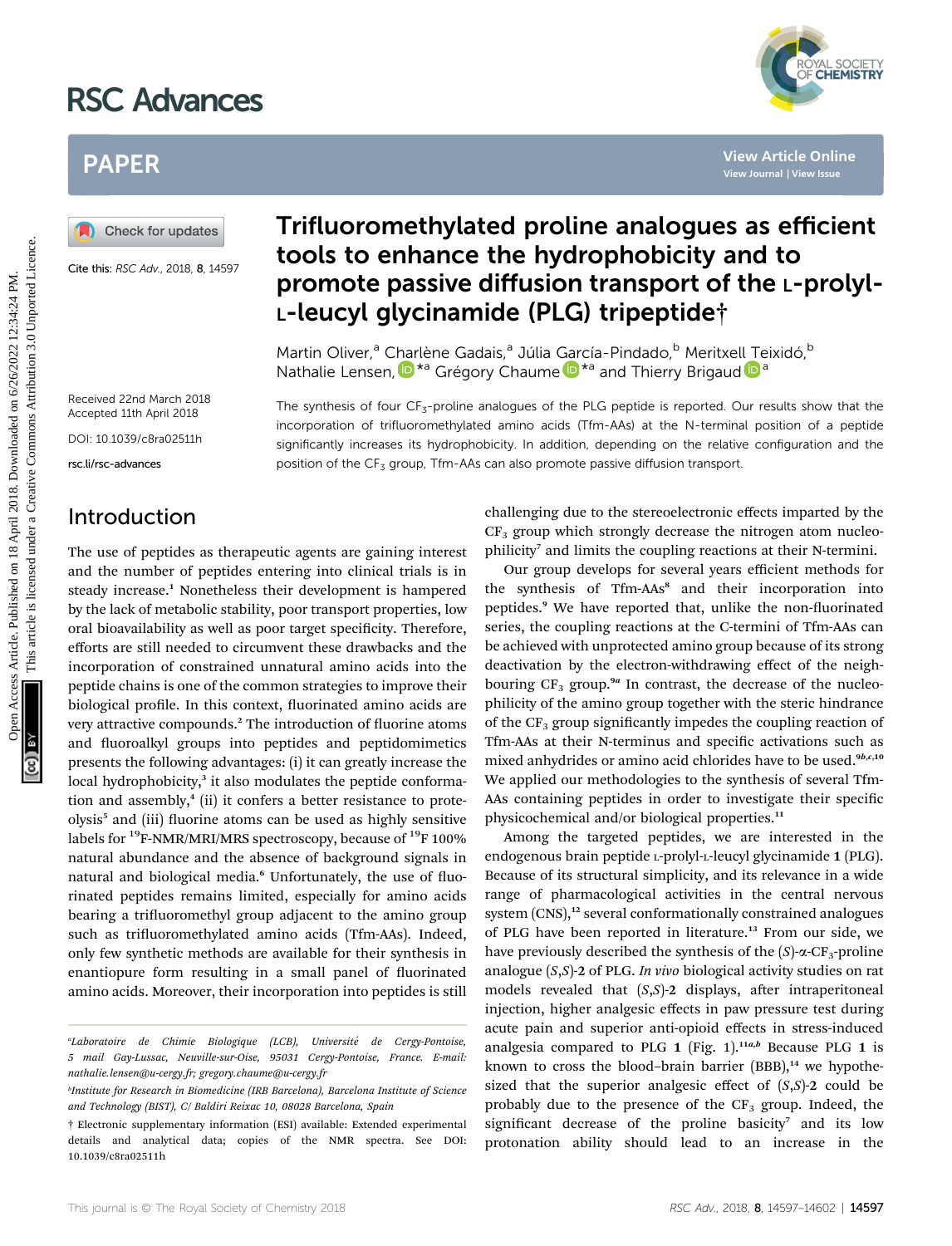# Trifluoromethylated proline analogues as efficient tools to enhance the hydrophobicity and to promote passive diffusion transport of the L-prolyl-L-leucyl glycinamide (PLG) tripeptide†

Martin Oliver,[a] Charlène Gadais,[a] Júlia García-Pindado,[b] Meritxell Teixidó,[b] Nathalie Lensen,*[a] Grégory Chaume*[a] and Thierry Brigaud[a]

Cite this: *RSC Adv.*, 2018, **8**, 14597

Received 22nd March 2018
Accepted 11th April 2018

DOI: 10.1039/c8ra02511h

rsc.li/rsc-advances

The synthesis of four $CF_3$-proline analogues of the PLG peptide is reported. Our results show that the incorporation of trifluoromethylated amino acids (Tfm-AAs) at the N-terminal position of a peptide significantly increases its hydrophobicity. In addition, depending on the relative configuration and the position of the $CF_3$ group, Tfm-AAs can also promote passive diffusion transport.

## Introduction

The use of peptides as therapeutic agents are gaining interest and the number of peptides entering into clinical trials is in steady increase.[1] Nonetheless their development is hampered by the lack of metabolic stability, poor transport properties, low oral bioavailability as well as poor target specificity. Therefore, efforts are still needed to circumvent these drawbacks and the incorporation of constrained unnatural amino acids into the peptide chains is one of the common strategies to improve their biological profile. In this context, fluorinated amino acids are very attractive compounds.[2] The introduction of fluorine atoms and fluoroalkyl groups into peptides and peptidomimetics presents the following advantages: (i) it can greatly increase the local hydrophobicity,[3] it also modulates the peptide conformation and assembly,[4] (ii) it confers a better resistance to proteolysis[5] and (iii) fluorine atoms can be used as highly sensitive labels for $^{19}$F-NMR/MRI/MRS spectroscopy, because of $^{19}$F 100% natural abundance and the absence of background signals in natural and biological media.[6] Unfortunately, the use of fluorinated peptides remains limited, especially for amino acids bearing a trifluoromethyl group adjacent to the amino group such as trifluoromethylated amino acids (Tfm-AAs). Indeed, only few synthetic methods are available for their synthesis in enantiopure form resulting in a small panel of fluorinated amino acids. Moreover, their incorporation into peptides is still challenging due to the stereoelectronic effects imparted by the $CF_3$ group which strongly decrease the nitrogen atom nucleophilicity[7] and limits the coupling reactions at their N-termini.

Our group develops for several years efficient methods for the synthesis of Tfm-AAs[8] and their incorporation into peptides.[9] We have reported that, unlike the non-fluorinated series, the coupling reactions at the C-termini of Tfm-AAs can be achieved with unprotected amino group because of its strong deactivation by the electron-withdrawing effect of the neighbouring $CF_3$ group.[9a] In contrast, the decrease of the nucleophilicity of the amino group together with the steric hindrance of the $CF_3$ group significantly impedes the coupling reaction of Tfm-AAs at their N-terminus and specific activations such as mixed anhydrides or amino acid chlorides have to be used.[9b,c,10] We applied our methodologies to the synthesis of several Tfm-AAs containing peptides in order to investigate their specific physicochemical and/or biological properties.[11]

Among the targeted peptides, we are interested in the endogenous brain peptide L-prolyl-L-leucyl glycinamide **1** (PLG). Because of its structural simplicity, and its relevance in a wide range of pharmacological activities in the central nervous system (CNS),[12] several conformationally constrained analogues of PLG have been reported in literature.[13] From our side, we have previously described the synthesis of the (*S*)-α-$CF_3$-proline analogue (*S*,*S*)-**2** of PLG. *In vivo* biological activity studies on rat models revealed that (*S*,*S*)-**2** displays, after intraperitoneal injection, higher analgesic effects in paw pressure test during acute pain and superior anti-opioid effects in stress-induced analgesia compared to PLG **1** (Fig. 1).[11a,b] Because PLG **1** is known to cross the blood–brain barrier (BBB),[14] we hypothesized that the superior analgesic effect of (*S*,*S*)-**2** could be probably due to the presence of the $CF_3$ group. Indeed, the significant decrease of the proline basicity[7] and its low protonation ability should lead to an increase in the

---

[a] Laboratoire de Chimie Biologique (LCB), Université de Cergy-Pontoise, 5 mail Gay-Lussac, Neuville-sur-Oise, 95031 Cergy-Pontoise, France. E-mail: nathalie.lensen@u-cergy.fr; gregory.chaume@u-cergy.fr

[b] Institute for Research in Biomedicine (IRB Barcelona), Barcelona Institute of Science and Technology (BIST), C/ Baldiri Reixac 10, 08028 Barcelona, Spain

† Electronic supplementary information (ESI) available: Extended experimental details and analytical data; copies of the NMR spectra. See DOI: 10.1039/c8ra02511h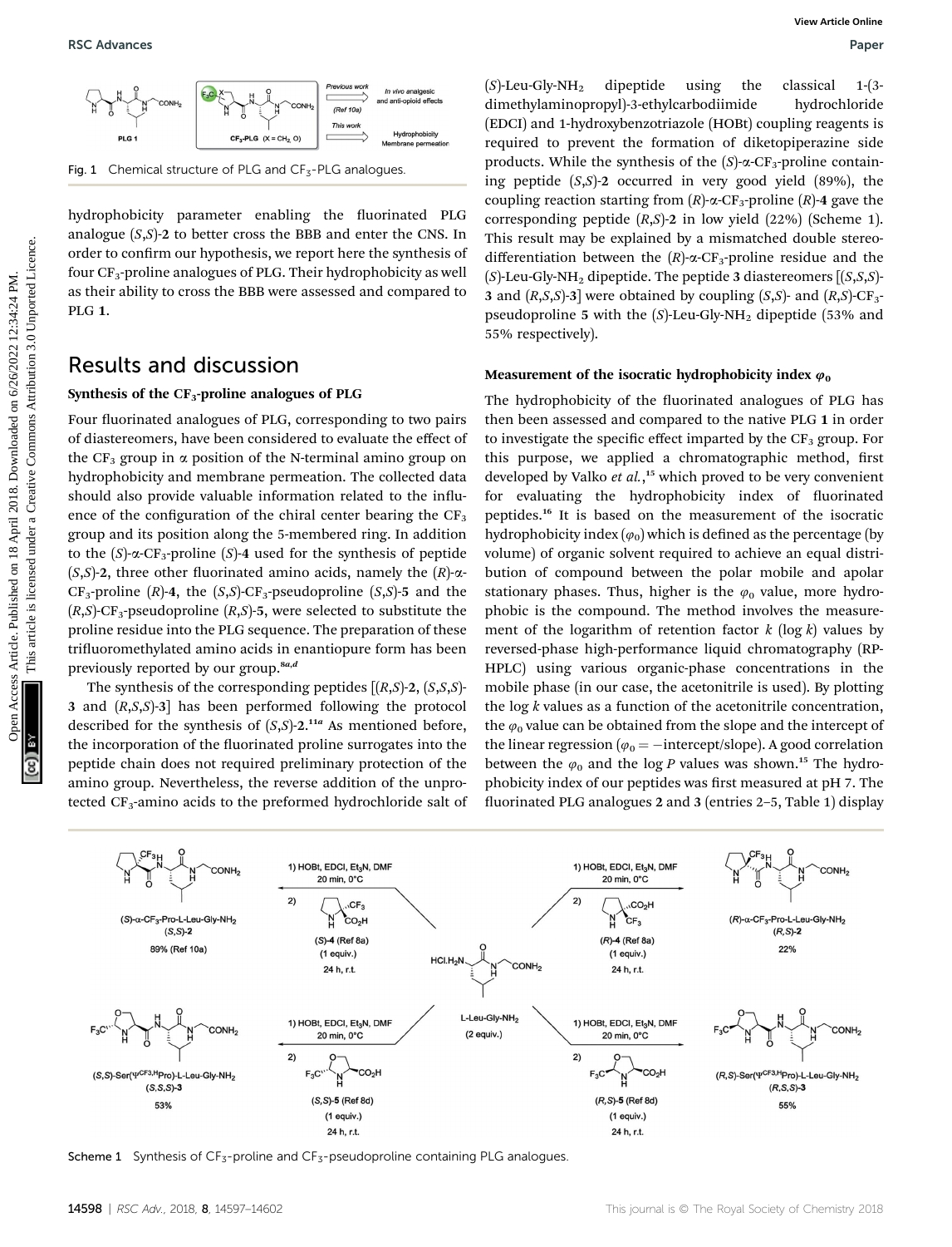Fig. 1 Chemical structure of PLG and $CF_3$-PLG analogues.

hydrophobicity parameter enabling the fluorinated PLG analogue (*S*,*S*)-**2** to better cross the BBB and enter the CNS. In order to confirm our hypothesis, we report here the synthesis of four $CF_3$-proline analogues of PLG. Their hydrophobicity as well as their ability to cross the BBB were assessed and compared to PLG **1**.

## Results and discussion

### Synthesis of the $CF_3$-proline analogues of PLG

Four fluorinated analogues of PLG, corresponding to two pairs of diastereomers, have been considered to evaluate the effect of the $CF_3$ group in α position of the N-terminal amino group on hydrophobicity and membrane permeation. The collected data should also provide valuable information related to the influence of the configuration of the chiral center bearing the $CF_3$ group and its position along the 5-membered ring. In addition to the (*S*)-α-$CF_3$-proline (*S*)-**4** used for the synthesis of peptide (*S*,*S*)-**2**, three other fluorinated amino acids, namely the (*R*)-α-$CF_3$-proline (*R*)-**4**, the (*S*,*S*)-$CF_3$-pseudoproline (*S*,*S*)-**5** and the (*R*,*S*)-$CF_3$-pseudoproline (*R*,*S*)-**5**, were selected to substitute the proline residue into the PLG sequence. The preparation of these trifluoromethylated amino acids in enantiopure form has been previously reported by our group.[8a,d]

The synthesis of the corresponding peptides [(*R*,*S*)-**2**, (*S*,*S*,*S*)-**3** and (*R*,*S*,*S*)-**3**] has been performed following the protocol described for the synthesis of (*S*,*S*)-**2**.[11a] As mentioned before, the incorporation of the fluorinated proline surrogates into the peptide chain does not required preliminary protection of the amino group. Nevertheless, the reverse addition of the unprotected $CF_3$-amino acids to the preformed hydrochloride salt of (*S*)-Leu-Gly-$NH_2$ dipeptide using the classical 1-(3-dimethylaminopropyl)-3-ethylcarbodiimide hydrochloride (EDCI) and 1-hydroxybenzotriazole (HOBt) coupling reagents is required to prevent the formation of diketopiperazine side products. While the synthesis of the (*S*)-α-$CF_3$-proline containing peptide (*S*,*S*)-**2** occurred in very good yield (89%), the coupling reaction starting from (*R*)-α-$CF_3$-proline (*R*)-**4** gave the corresponding peptide (*R*,*S*)-**2** in low yield (22%) (Scheme 1). This result may be explained by a mismatched double stereodifferentiation between the (*R*)-α-$CF_3$-proline residue and the (*S*)-Leu-Gly-$NH_2$ dipeptide. The peptide **3** diastereomers [(*S*,*S*,*S*)-**3** and (*R*,*S*,*S*)-**3**] were obtained by coupling (*S*,*S*)- and (*R*,*S*)-$CF_3$-pseudoproline **5** with the (*S*)-Leu-Gly-$NH_2$ dipeptide (53% and 55% respectively).

### Measurement of the isocratic hydrophobicity index $\varphi_0$

The hydrophobicity of the fluorinated analogues of PLG has then been assessed and compared to the native PLG **1** in order to investigate the specific effect imparted by the $CF_3$ group. For this purpose, we applied a chromatographic method, first developed by Valko *et al.*,[15] which proved to be very convenient for evaluating the hydrophobicity index of fluorinated peptides.[16] It is based on the measurement of the isocratic hydrophobicity index ($\varphi_0$) which is defined as the percentage (by volume) of organic solvent required to achieve an equal distribution of compound between the polar mobile and apolar stationary phases. Thus, higher is the $\varphi_0$ value, more hydrophobic is the compound. The method involves the measurement of the logarithm of retention factor $k$ ($\log k$) values by reversed-phase high-performance liquid chromatography (RP-HPLC) using various organic-phase concentrations in the mobile phase (in our case, the acetonitrile is used). By plotting the $\log k$ values as a function of the acetonitrile concentration, the $\varphi_0$ value can be obtained from the slope and the intercept of the linear regression ($\varphi_0 = -$intercept/slope). A good correlation between the $\varphi_0$ and the $\log P$ values was shown.[15] The hydrophobicity index of our peptides was first measured at pH 7. The fluorinated PLG analogues **2** and **3** (entries 2–5, Table 1) display

Scheme 1 Synthesis of $CF_3$-proline and $CF_3$-pseudoproline containing PLG analogues.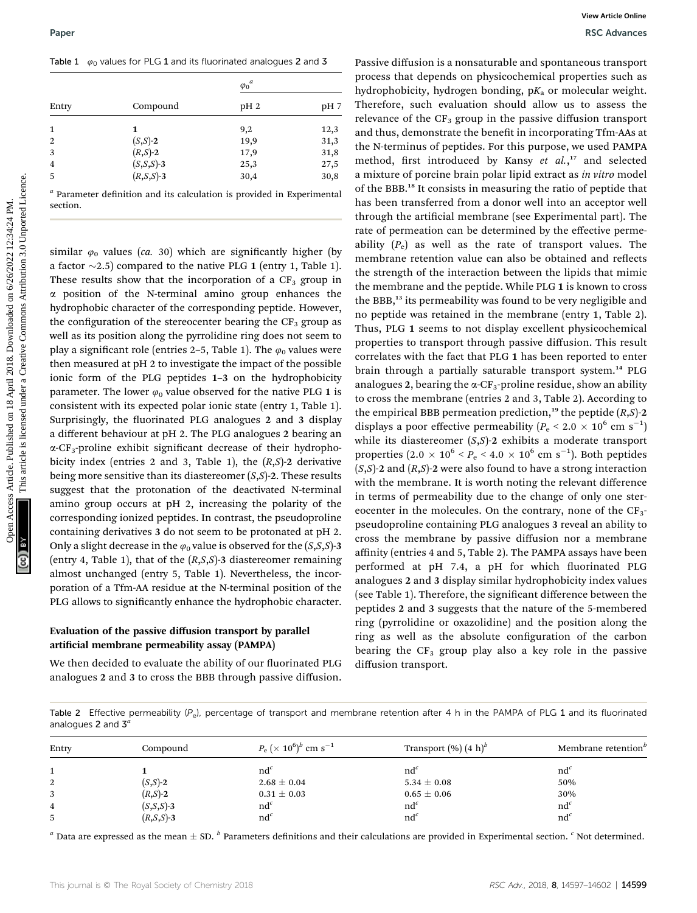Table 1 $\varphi_0$ values for PLG **1** and its fluorinated analogues **2** and **3**

| Entry | Compound | $\varphi_0$[a] pH 2 | pH 7 |
|---|---|---|---|
| 1 | **1** | 9,2 | 12,3 |
| 2 | (*S*,*S*)-**2** | 19,9 | 31,3 |
| 3 | (*R*,*S*)-**2** | 17,9 | 31,8 |
| 4 | (*S*,*S*,*S*)-**3** | 25,3 | 27,5 |
| 5 | (*R*,*S*,*S*)-**3** | 30,4 | 30,8 |

[a] Parameter definition and its calculation is provided in Experimental section.

similar $\varphi_0$ values (*ca.* 30) which are significantly higher (by a factor ~2.5) compared to the native PLG **1** (entry 1, Table 1). These results show that the incorporation of a $CF_3$ group in α position of the N-terminal amino group enhances the hydrophobic character of the corresponding peptide. However, the configuration of the stereocenter bearing the $CF_3$ group as well as its position along the pyrrolidine ring does not seem to play a significant role (entries 2–5, Table 1). The $\varphi_0$ values were then measured at pH 2 to investigate the impact of the possible ionic form of the PLG peptides **1–3** on the hydrophobicity parameter. The lower $\varphi_0$ value observed for the native PLG **1** is consistent with its expected polar ionic state (entry 1, Table 1). Surprisingly, the fluorinated PLG analogues **2** and **3** display a different behaviour at pH 2. The PLG analogues **2** bearing an α-$CF_3$-proline exhibit significant decrease of their hydrophobicity index (entries 2 and 3, Table 1), the (*R*,*S*)-**2** derivative being more sensitive than its diastereomer (*S*,*S*)-**2**. These results suggest that the protonation of the deactivated N-terminal amino group occurs at pH 2, increasing the polarity of the corresponding ionized peptides. In contrast, the pseudoproline containing derivatives **3** do not seem to be protonated at pH 2. Only a slight decrease in the $\varphi_0$ value is observed for the (*S*,*S*,*S*)-**3** (entry 4, Table 1), that of the (*R*,*S*,*S*)-**3** diastereomer remaining almost unchanged (entry 5, Table 1). Nevertheless, the incorporation of a Tfm-AA residue at the N-terminal position of the PLG allows to significantly enhance the hydrophobic character.

### Evaluation of the passive diffusion transport by parallel artificial membrane permeability assay (PAMPA)

We then decided to evaluate the ability of our fluorinated PLG analogues **2** and **3** to cross the BBB through passive diffusion. Passive diffusion is a nonsaturable and spontaneous transport process that depends on physicochemical properties such as hydrophobicity, hydrogen bonding, $pK_a$ or molecular weight. Therefore, such evaluation should allow us to assess the relevance of the $CF_3$ group in the passive diffusion transport and thus, demonstrate the benefit in incorporating Tfm-AAs at the N-terminus of peptides. For this purpose, we used PAMPA method, first introduced by Kansy *et al.*,[17] and selected a mixture of porcine brain polar lipid extract as *in vitro* model of the BBB.[18] It consists in measuring the ratio of peptide that has been transferred from a donor well into an acceptor well through the artificial membrane (see Experimental part). The rate of permeation can be determined by the effective permeability ($P_e$) as well as the rate of transport values. The membrane retention value can also be obtained and reflects the strength of the interaction between the lipids that mimic the membrane and the peptide. While PLG **1** is known to cross the BBB,[13] its permeability was found to be very negligible and no peptide was retained in the membrane (entry 1, Table 2). Thus, PLG **1** seems to not display excellent physicochemical properties to transport through passive diffusion. This result correlates with the fact that PLG **1** has been reported to enter brain through a partially saturable transport system.[14] PLG analogues **2**, bearing the α-$CF_3$-proline residue, show an ability to cross the membrane (entries 2 and 3, Table 2). According to the empirical BBB permeation prediction,[19] the peptide (*R*,*S*)-**2** displays a poor effective permeability ($P_e < 2.0 \times 10^6$ cm $s^{-1}$) while its diastereomer (*S*,*S*)-**2** exhibits a moderate transport properties ($2.0 \times 10^6 < P_e < 4.0 \times 10^6$ cm $s^{-1}$). Both peptides (*S*,*S*)-**2** and (*R*,*S*)-**2** were also found to have a strong interaction with the membrane. It is worth noting the relevant difference in terms of permeability due to the change of only one stereocenter in the molecules. On the contrary, none of the $CF_3$-pseudoproline containing PLG analogues **3** reveal an ability to cross the membrane by passive diffusion nor a membrane affinity (entries 4 and 5, Table 2). The PAMPA assays have been performed at pH 7.4, a pH for which fluorinated PLG analogues **2** and **3** display similar hydrophobicity index values (see Table 1). Therefore, the significant difference between the peptides **2** and **3** suggests that the nature of the 5-membered ring (pyrrolidine or oxazolidine) and the position along the ring as well as the absolute configuration of the carbon bearing the $CF_3$ group play also a key role in the passive diffusion transport.

Table 2 Effective permeability ($P_e$), percentage of transport and membrane retention after 4 h in the PAMPA of PLG **1** and its fluorinated analogues **2** and **3**[a]

| Entry | Compound | $P_e$ ($\times 10^6$)[b] cm $s^{-1}$ | Transport (%) (4 h)[b] | Membrane retention[b] |
|---|---|---|---|---|
| 1 | **1** | nd[c] | nd[c] | nd[c] |
| 2 | (*S*,*S*)-**2** | 2.68 ± 0.04 | 5.34 ± 0.08 | 50% |
| 3 | (*R*,*S*)-**2** | 0.31 ± 0.03 | 0.65 ± 0.06 | 30% |
| 4 | (*S*,*S*,*S*)-**3** | nd[c] | nd[c] | nd[c] |
| 5 | (*R*,*S*,*S*)-**3** | nd[c] | nd[c] | nd[c] |

[a] Data are expressed as the mean ± SD. [b] Parameters definitions and their calculations are provided in Experimental section. [c] Not determined.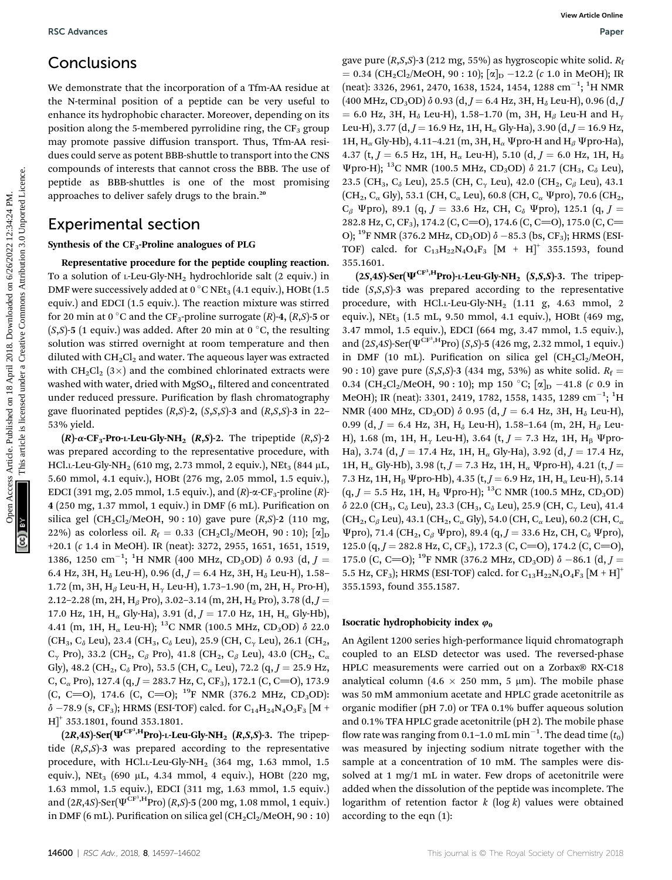## Conclusions

We demonstrate that the incorporation of a Tfm-AA residue at the N-terminal position of a peptide can be very useful to enhance its hydrophobic character. Moreover, depending on its position along the 5-membered pyrrolidine ring, the $CF_3$ group may promote passive diffusion transport. Thus, Tfm-AA residues could serve as potent BBB-shuttle to transport into the CNS compounds of interests that cannot cross the BBB. The use of peptide as BBB-shuttles is one of the most promising approaches to deliver safely drugs to the brain.[20]

## Experimental section

### Synthesis of the CF$_3$-Proline analogues of PLG

**Representative procedure for the peptide coupling reaction.** To a solution of L-Leu-Gly-NH$_2$ hydrochloride salt (2 equiv.) in DMF were successively added at 0 °C NEt$_3$ (4.1 equiv.), HOBt (1.5 equiv.) and EDCI (1.5 equiv.). The reaction mixture was stirred for 20 min at 0 °C and the CF$_3$-proline surrogate (*R*)-**4**, (*R*,*S*)-**5** or (*S*,*S*)-**5** (1 equiv.) was added. After 20 min at 0 °C, the resulting solution was stirred overnight at room temperature and then diluted with CH$_2$Cl$_2$ and water. The aqueous layer was extracted with CH$_2$Cl$_2$ (3×) and the combined chlorinated extracts were washed with water, dried with MgSO$_4$, filtered and concentrated under reduced pressure. Purification by flash chromatography gave fluorinated peptides (*R*,*S*)-**2**, (*S*,*S*,*S*)-**3** and (*R*,*S*,*S*)-**3** in 22–53% yield.

**(*R*)-α-CF$_3$-Pro-L-Leu-Gly-NH$_2$ (*R*,*S*)-2.** The tripeptide (*R*,*S*)-**2** was prepared according to the representative procedure, with HCl.L-Leu-Gly-NH$_2$ (610 mg, 2.73 mmol, 2 equiv.), NEt$_3$ (844 μL, 5.60 mmol, 4.1 equiv.), HOBt (276 mg, 2.05 mmol, 1.5 equiv.), EDCI (391 mg, 2.05 mmol, 1.5 equiv.), and (*R*)-α-CF$_3$-proline (*R*)-**4** (250 mg, 1.37 mmol, 1 equiv.) in DMF (6 mL). Purification on silica gel (CH$_2$Cl$_2$/MeOH, 90 : 10) gave pure (*R*,*S*)-**2** (110 mg, 22%) as colorless oil. $R_f$ = 0.33 (CH$_2$Cl$_2$/MeOH, 90 : 10); $[\alpha]_D$ +20.1 (*c* 1.4 in MeOH). IR (neat): 3272, 2955, 1651, 1519, 1386, 1250 cm$^{-1}$; $^1$H NMR (400 MHz, CD$_3$OD) δ 0.93 (d, *J* = 6.4 Hz, 3H, H$_\delta$ Leu-H), 0.96 (d, *J* = 6.4 Hz, 3H, H$_\delta$ Leu-H), 1.58–1.72 (m, 3H, H$_\beta$ Leu-H, H$_\gamma$ Leu-H), 1.73–1.90 (m, 2H, H$_\gamma$ Pro-H), 2.12–2.28 (m, 2H, H$_\beta$ Pro), 3.02–3.14 (m, 2H, H$_\delta$ Pro), 3.78 (d, *J* = 17.0 Hz, 1H, H$_\alpha$ Gly-Ha), 3.91 (d, *J* = 17.0 Hz, 1H, H$_\alpha$ Gly-Hb), 4.41 (m, 1H, H$_\alpha$ Leu-H); $^{13}$C NMR (100.5 MHz, CD$_3$OD) δ 22.0 (CH$_3$, C$_\delta$ Leu), 23.4 (CH$_3$, C$_\delta$ Leu), 25.9 (CH, C$_\gamma$ Leu), 26.1 (CH$_2$, C$_\gamma$ Pro), 33.2 (CH$_2$, C$_\beta$ Pro), 41.8 (CH$_2$, C$_\beta$ Leu), 43.0 (CH$_2$, C$_\alpha$ Gly), 48.2 (CH$_2$, C$_\delta$ Pro), 53.5 (CH, C$_\alpha$ Leu), 72.2 (q, *J* = 25.9 Hz, C, C$_\alpha$ Pro), 127.4 (q, *J* = 283.7 Hz, C, CF$_3$), 172.1 (C, C=O), 173.9 (C, C=O), 174.6 (C, C=O); $^{19}$F NMR (376.2 MHz, CD$_3$OD): δ −78.9 (s, CF$_3$); HRMS (ESI-TOF) calcd. for C$_{14}$H$_{24}$N$_4$O$_3$F$_3$ [M + H]$^+$ 353.1801, found 353.1801.

**(2*R*,4*S*)-Ser(Ψ$^{CF_3,H}$Pro)-L-Leu-Gly-NH$_2$ (*R*,*S*,*S*)-3.** The tripeptide (*R*,*S*,*S*)-**3** was prepared according to the representative procedure, with HCl.L-Leu-Gly-NH$_2$ (364 mg, 1.63 mmol, 1.5 equiv.), NEt$_3$ (690 μL, 4.34 mmol, 4 equiv.), HOBt (220 mg, 1.63 mmol, 1.5 equiv.), EDCI (311 mg, 1.63 mmol, 1.5 equiv.) and (2*R*,4*S*)-Ser(Ψ$^{CF_3,H}$Pro) (*R*,*S*)-**5** (200 mg, 1.08 mmol, 1 equiv.) in DMF (6 mL). Purification on silica gel (CH$_2$Cl$_2$/MeOH, 90 : 10) gave pure (*R*,*S*,*S*)-**3** (212 mg, 55%) as hygroscopic white solid. $R_f$ = 0.34 (CH$_2$Cl$_2$/MeOH, 90 : 10); $[\alpha]_D$ −12.2 (*c* 1.0 in MeOH); IR (neat): 3326, 2961, 2470, 1638, 1524, 1454, 1288 cm$^{-1}$; $^1$H NMR (400 MHz, CD$_3$OD) δ 0.93 (d, *J* = 6.4 Hz, 3H, H$_\delta$ Leu-H), 0.96 (d, *J* = 6.0 Hz, 3H, H$_\delta$ Leu-H), 1.58–1.70 (m, 3H, H$_\beta$ Leu-H and H$_\gamma$ Leu-H), 3.77 (d, *J* = 16.9 Hz, 1H, H$_\alpha$ Gly-Ha), 3.90 (d, *J* = 16.9 Hz, 1H, H$_\alpha$ Gly-Hb), 4.11–4.21 (m, 3H, H$_\alpha$ Ψpro-H and H$_\beta$ Ψpro-Ha), 4.37 (t, *J* = 6.5 Hz, 1H, H$_\alpha$ Leu-H), 5.10 (d, *J* = 6.0 Hz, 1H, H$_\delta$ Ψpro-H); $^{13}$C NMR (100.5 MHz, CD$_3$OD) δ 21.7 (CH$_3$, C$_\delta$ Leu), 23.5 (CH$_3$, C$_\delta$ Leu), 25.5 (CH, C$_\gamma$ Leu), 42.0 (CH$_2$, C$_\beta$ Leu), 43.1 (CH$_2$, C$_\alpha$ Gly), 53.1 (CH, C$_\alpha$ Leu), 60.8 (CH, C$_\alpha$ Ψpro), 70.6 (CH$_2$, C$_\beta$ Ψpro), 89.1 (q, *J* = 33.6 Hz, CH, C$_\delta$ Ψpro), 125.1 (q, *J* = 282.8 Hz, C, CF$_3$), 174.2 (C, C=O), 174.6 (C, C=O), 175.0 (C, C=O); $^{19}$F NMR (376.2 MHz, CD$_3$OD) δ −85.3 (bs, CF$_3$); HRMS (ESI-TOF) calcd. for C$_{13}$H$_{22}$N$_4$O$_4$F$_3$ [M + H]$^+$ 355.1593, found 355.1601.

**(2*S*,4*S*)-Ser(Ψ$^{CF_3,H}$Pro)-L-Leu-Gly-NH$_2$ (*S*,*S*,*S*)-3.** The tripeptide (*S*,*S*,*S*)-**3** was prepared according to the representative procedure, with HCl.L-Leu-Gly-NH$_2$ (1.11 g, 4.63 mmol, 2 equiv.), NEt$_3$ (1.5 mL, 9.50 mmol, 4.1 equiv.), HOBt (469 mg, 3.47 mmol, 1.5 equiv.), EDCI (664 mg, 3.47 mmol, 1.5 equiv.), and (2*S*,4*S*)-Ser(Ψ$^{CF_3,H}$Pro) (*S*,*S*)-**5** (426 mg, 2.32 mmol, 1 equiv.) in DMF (10 mL). Purification on silica gel (CH$_2$Cl$_2$/MeOH, 90 : 10) gave pure (*S*,*S*,*S*)-**3** (434 mg, 53%) as white solid. $R_f$ = 0.34 (CH$_2$Cl$_2$/MeOH, 90 : 10); mp 150 °C; $[\alpha]_D$ −41.8 (*c* 0.9 in MeOH); IR (neat): 3301, 2419, 1782, 1558, 1435, 1289 cm$^{-1}$; $^1$H NMR (400 MHz, CD$_3$OD) δ 0.95 (d, *J* = 6.4 Hz, 3H, H$_\delta$ Leu-H), 0.99 (d, *J* = 6.4 Hz, 3H, H$_\delta$ Leu-H), 1.58–1.64 (m, 2H, H$_\beta$ Leu-H), 1.68 (m, 1H, H$_\gamma$ Leu-H), 3.64 (t, *J* = 7.3 Hz, 1H, H$_\beta$ Ψpro-Ha), 3.74 (d, *J* = 17.4 Hz, 1H, H$_\alpha$ Gly-Ha), 3.92 (d, *J* = 17.4 Hz, 1H, H$_\alpha$ Gly-Hb), 3.98 (t, *J* = 7.3 Hz, 1H, H$_\alpha$ Ψpro-H), 4.21 (t, *J* = 7.3 Hz, 1H, H$_\beta$ Ψpro-Hb), 4.35 (t, *J* = 6.9 Hz, 1H, H$_\alpha$ Leu-H), 5.14 (q, *J* = 5.5 Hz, 1H, H$_\delta$ Ψpro-H); $^{13}$C NMR (100.5 MHz, CD$_3$OD) δ 22.0 (CH$_3$, C$_\delta$ Leu), 23.3 (CH$_3$, C$_\delta$ Leu), 25.9 (CH, C$_\gamma$ Leu), 41.4 (CH$_2$, C$_\beta$ Leu), 43.1 (CH$_2$, C$_\alpha$ Gly), 54.0 (CH, C$_\alpha$ Leu), 60.2 (CH, C$_\alpha$ Ψpro), 71.4 (CH$_2$, C$_\beta$ Ψpro), 89.4 (q, *J* = 33.6 Hz, CH, C$_\delta$ Ψpro), 125.0 (q, *J* = 282.8 Hz, C, CF$_3$), 172.3 (C, C=O), 174.2 (C, C=O), 175.0 (C, C=O); $^{19}$F NMR (376.2 MHz, CD$_3$OD) δ −86.1 (d, *J* = 5.5 Hz, CF$_3$); HRMS (ESI-TOF) calcd. for C$_{13}$H$_{22}$N$_4$O$_4$F$_3$ [M + H]$^+$ 355.1593, found 355.1587.

### Isocratic hydrophobicity index $\varphi_0$

An Agilent 1200 series high-performance liquid chromatograph coupled to an ELSD detector was used. The reversed-phase HPLC measurements were carried out on a Zorbax® RX-C18 analytical column (4.6 × 250 mm, 5 μm). The mobile phase was 50 mM ammonium acetate and HPLC grade acetonitrile as organic modifier (pH 7.0) or TFA 0.1% buffer aqueous solution and 0.1% TFA HPLC grade acetonitrile (pH 2). The mobile phase flow rate was ranging from 0.1–1.0 mL min$^{-1}$. The dead time ($t_0$) was measured by injecting sodium nitrate together with the sample at a concentration of 10 mM. The samples were dissolved at 1 mg/1 mL in water. Few drops of acetonitrile were added when the dissolution of the peptide was incomplete. The logarithm of retention factor $k$ ($\log k$) values were obtained according to the eqn (1):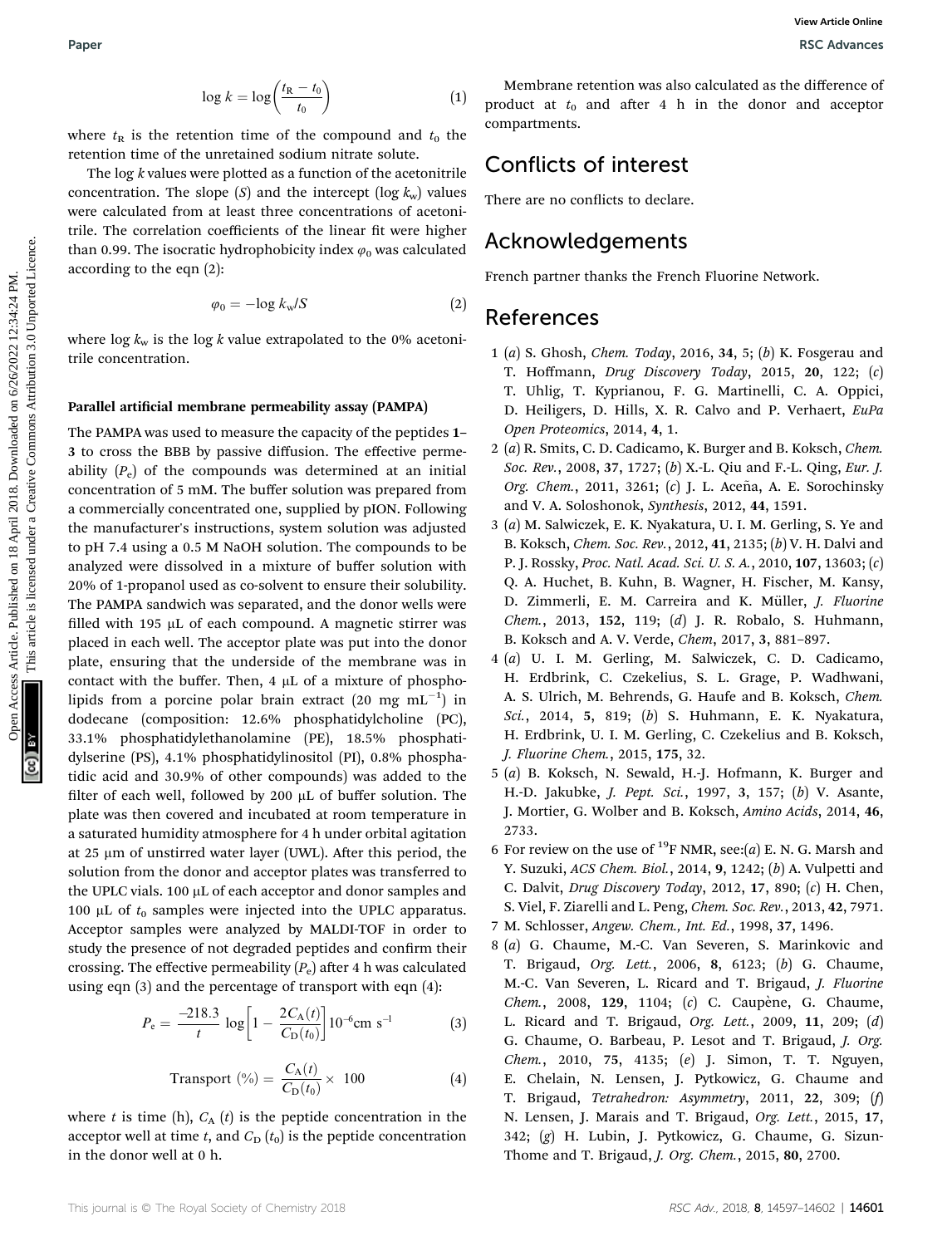$$\log k = \log\left(\frac{t_R - t_0}{t_0}\right) \quad (1)$$

where $t_R$ is the retention time of the compound and $t_0$ the retention time of the unretained sodium nitrate solute.

The log *k* values were plotted as a function of the acetonitrile concentration. The slope (*S*) and the intercept ($\log k_w$) values were calculated from at least three concentrations of acetonitrile. The correlation coefficients of the linear fit were higher than 0.99. The isocratic hydrophobicity index $\varphi_0$ was calculated according to the eqn (2):

$$\varphi_0 = -\log k_w / S \quad (2)$$

where $\log k_w$ is the log *k* value extrapolated to the 0% acetonitrile concentration.

#### Parallel artificial membrane permeability assay (PAMPA)

The PAMPA was used to measure the capacity of the peptides **1**–**3** to cross the BBB by passive diffusion. The effective permeability ($P_e$) of the compounds was determined at an initial concentration of 5 mM. The buffer solution was prepared from a commercially concentrated one, supplied by pION. Following the manufacturer's instructions, system solution was adjusted to pH 7.4 using a 0.5 M NaOH solution. The compounds to be analyzed were dissolved in a mixture of buffer solution with 20% of 1-propanol used as co-solvent to ensure their solubility. The PAMPA sandwich was separated, and the donor wells were filled with 195 μL of each compound. A magnetic stirrer was placed in each well. The acceptor plate was put into the donor plate, ensuring that the underside of the membrane was in contact with the buffer. Then, 4 μL of a mixture of phospholipids from a porcine polar brain extract (20 mg mL$^{-1}$) in dodecane (composition: 12.6% phosphatidylcholine (PC), 33.1% phosphatidylethanolamine (PE), 18.5% phosphatidylserine (PS), 4.1% phosphatidylinositol (PI), 0.8% phosphatidic acid and 30.9% of other compounds) was added to the filter of each well, followed by 200 μL of buffer solution. The plate was then covered and incubated at room temperature in a saturated humidity atmosphere for 4 h under orbital agitation at 25 μm of unstirred water layer (UWL). After this period, the solution from the donor and acceptor plates was transferred to the UPLC vials. 100 μL of each acceptor and donor samples and 100 μL of $t_0$ samples were injected into the UPLC apparatus. Acceptor samples were analyzed by MALDI-TOF in order to study the presence of not degraded peptides and confirm their crossing. The effective permeability ($P_e$) after 4 h was calculated using eqn (3) and the percentage of transport with eqn (4):

$$P_e = \frac{-218.3}{t}\log\left[1 - \frac{2C_A(t)}{C_D(t_0)}\right]10^{-6}\text{cm s}^{-1} \quad (3)$$

$$\text{Transport }(\%) = \frac{C_A(t)}{C_D(t_0)} \times 100 \quad (4)$$

where *t* is time (h), $C_A(t)$ is the peptide concentration in the acceptor well at time *t*, and $C_D(t_0)$ is the peptide concentration in the donor well at 0 h.

Membrane retention was also calculated as the difference of product at $t_0$ and after 4 h in the donor and acceptor compartments.

## Conflicts of interest

There are no conflicts to declare.

## Acknowledgements

French partner thanks the French Fluorine Network.

## References

1 (*a*) S. Ghosh, *Chem. Today*, 2016, **34**, 5; (*b*) K. Fosgerau and T. Hoffmann, *Drug Discovery Today*, 2015, **20**, 122; (*c*) T. Uhlig, T. Kyprianou, F. G. Martinelli, C. A. Oppici, D. Heiligers, D. Hills, X. R. Calvo and P. Verhaert, *EuPa Open Proteomics*, 2014, **4**, 1.

2 (*a*) R. Smits, C. D. Cadicamo, K. Burger and B. Koksch, *Chem. Soc. Rev.*, 2008, **37**, 1727; (*b*) X.-L. Qiu and F.-L. Qing, *Eur. J. Org. Chem.*, 2011, 3261; (*c*) J. L. Aceña, A. E. Sorochinsky and V. A. Soloshonok, *Synthesis*, 2012, **44**, 1591.

3 (*a*) M. Salwiczek, E. K. Nyakatura, U. I. M. Gerling, S. Ye and B. Koksch, *Chem. Soc. Rev.*, 2012, **41**, 2135; (*b*) V. H. Dalvi and P. J. Rossky, *Proc. Natl. Acad. Sci. U. S. A.*, 2010, **107**, 13603; (*c*) Q. A. Huchet, B. Kuhn, B. Wagner, H. Fischer, M. Kansy, D. Zimmerli, E. M. Carreira and K. Müller, *J. Fluorine Chem.*, 2013, **152**, 119; (*d*) J. R. Robalo, S. Huhmann, B. Koksch and A. V. Verde, *Chem*, 2017, **3**, 881–897.

4 (*a*) U. I. M. Gerling, M. Salwiczek, C. D. Cadicamo, H. Erdbrink, C. Czekelius, S. L. Grage, P. Wadhwani, A. S. Ulrich, M. Behrends, G. Haufe and B. Koksch, *Chem. Sci.*, 2014, **5**, 819; (*b*) S. Huhmann, E. K. Nyakatura, H. Erdbrink, U. I. M. Gerling, C. Czekelius and B. Koksch, *J. Fluorine Chem.*, 2015, **175**, 32.

5 (*a*) B. Koksch, N. Sewald, H.-J. Hofmann, K. Burger and H.-D. Jakubke, *J. Pept. Sci.*, 1997, **3**, 157; (*b*) V. Asante, J. Mortier, G. Wolber and B. Koksch, *Amino Acids*, 2014, **46**, 2733.

6 For review on the use of $^{19}$F NMR, see:(*a*) E. N. G. Marsh and Y. Suzuki, *ACS Chem. Biol.*, 2014, **9**, 1242; (*b*) A. Vulpetti and C. Dalvit, *Drug Discovery Today*, 2012, **17**, 890; (*c*) H. Chen, S. Viel, F. Ziarelli and L. Peng, *Chem. Soc. Rev.*, 2013, **42**, 7971.

7 M. Schlosser, *Angew. Chem., Int. Ed.*, 1998, **37**, 1496.

8 (*a*) G. Chaume, M.-C. Van Severen, S. Marinkovic and T. Brigaud, *Org. Lett.*, 2006, **8**, 6123; (*b*) G. Chaume, M.-C. Van Severen, L. Ricard and T. Brigaud, *J. Fluorine Chem.*, 2008, **129**, 1104; (*c*) C. Caupène, G. Chaume, L. Ricard and T. Brigaud, *Org. Lett.*, 2009, **11**, 209; (*d*) G. Chaume, O. Barbeau, P. Lesot and T. Brigaud, *J. Org. Chem.*, 2010, **75**, 4135; (*e*) J. Simon, T. T. Nguyen, E. Chelain, N. Lensen, J. Pytkowicz, G. Chaume and T. Brigaud, *Tetrahedron: Asymmetry*, 2011, **22**, 309; (*f*) N. Lensen, J. Marais and T. Brigaud, *Org. Lett.*, 2015, **17**, 342; (*g*) H. Lubin, J. Pytkowicz, G. Chaume, G. Sizun-Thome and T. Brigaud, *J. Org. Chem.*, 2015, **80**, 2700.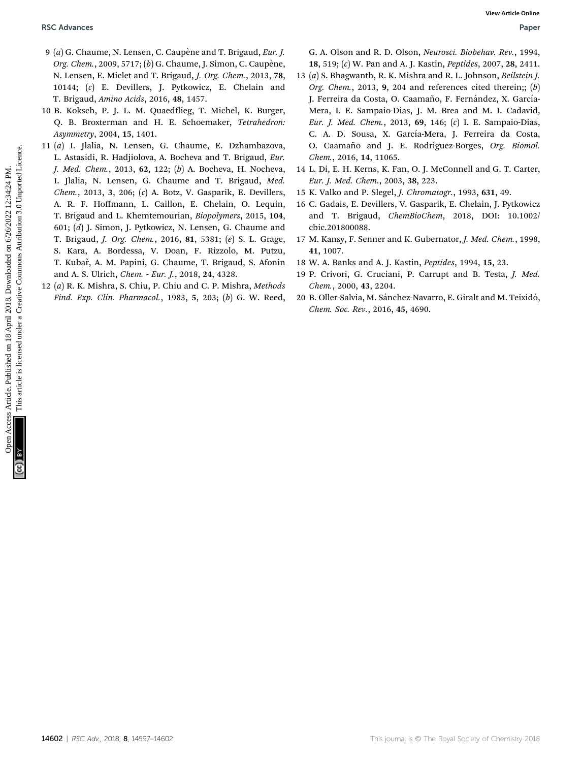9 (*a*) G. Chaume, N. Lensen, C. Caupène and T. Brigaud, *Eur. J. Org. Chem.*, 2009, 5717; (*b*) G. Chaume, J. Simon, C. Caupène, N. Lensen, E. Miclet and T. Brigaud, *J. Org. Chem.*, 2013, **78**, 10144; (*c*) E. Devillers, J. Pytkowicz, E. Chelain and T. Brigaud, *Amino Acids*, 2016, **48**, 1457.

10 B. Koksch, P. J. L. M. Quaedflieg, T. Michel, K. Burger, Q. B. Broxterman and H. E. Schoemaker, *Tetrahedron: Asymmetry*, 2004, **15**, 1401.

11 (*a*) I. Jlalia, N. Lensen, G. Chaume, E. Dzhambazova, L. Astasidi, R. Hadjiolova, A. Bocheva and T. Brigaud, *Eur. J. Med. Chem.*, 2013, **62**, 122; (*b*) A. Bocheva, H. Nocheva, I. Jlalia, N. Lensen, G. Chaume and T. Brigaud, *Med. Chem.*, 2013, **3**, 206; (*c*) A. Botz, V. Gasparik, E. Devillers, A. R. F. Hoffmann, L. Caillon, E. Chelain, O. Lequin, T. Brigaud and L. Khemtemourian, *Biopolymers*, 2015, **104**, 601; (*d*) J. Simon, J. Pytkowicz, N. Lensen, G. Chaume and T. Brigaud, *J. Org. Chem.*, 2016, **81**, 5381; (*e*) S. L. Grage, S. Kara, A. Bordessa, V. Doan, F. Rizzolo, M. Putzu, T. Kubař, A. M. Papini, G. Chaume, T. Brigaud, S. Afonin and A. S. Ulrich, *Chem. - Eur. J.*, 2018, **24**, 4328.

12 (*a*) R. K. Mishra, S. Chiu, P. Chiu and C. P. Mishra, *Methods Find. Exp. Clin. Pharmacol.*, 1983, **5**, 203; (*b*) G. W. Reed, G. A. Olson and R. D. Olson, *Neurosci. Biobehav. Rev.*, 1994, **18**, 519; (*c*) W. Pan and A. J. Kastin, *Peptides*, 2007, **28**, 2411.

13 (*a*) S. Bhagwanth, R. K. Mishra and R. L. Johnson, *Beilstein J. Org. Chem.*, 2013, **9**, 204 and references cited therein;; (*b*) J. Ferreira da Costa, O. Caamaño, F. Fernández, X. García-Mera, I. E. Sampaio-Dias, J. M. Brea and M. I. Cadavid, *Eur. J. Med. Chem.*, 2013, **69**, 146; (*c*) I. E. Sampaio-Dias, C. A. D. Sousa, X. García-Mera, J. Ferreira da Costa, O. Caamaño and J. E. Rodríguez-Borges, *Org. Biomol. Chem.*, 2016, **14**, 11065.

14 L. Di, E. H. Kerns, K. Fan, O. J. McConnell and G. T. Carter, *Eur. J. Med. Chem.*, 2003, **38**, 223.

15 K. Valko and P. Slegel, *J. Chromatogr.*, 1993, **631**, 49.

16 C. Gadais, E. Devillers, V. Gasparik, E. Chelain, J. Pytkowicz and T. Brigaud, *ChemBioChem*, 2018, DOI: 10.1002/cbic.201800088.

17 M. Kansy, F. Senner and K. Gubernator, *J. Med. Chem.*, 1998, **41**, 1007.

18 W. A. Banks and A. J. Kastin, *Peptides*, 1994, **15**, 23.

19 P. Crivori, G. Cruciani, P. Carrupt and B. Testa, *J. Med. Chem.*, 2000, **43**, 2204.

20 B. Oller-Salvia, M. Sánchez-Navarro, E. Giralt and M. Teixidó, *Chem. Soc. Rev.*, 2016, **45**, 4690.